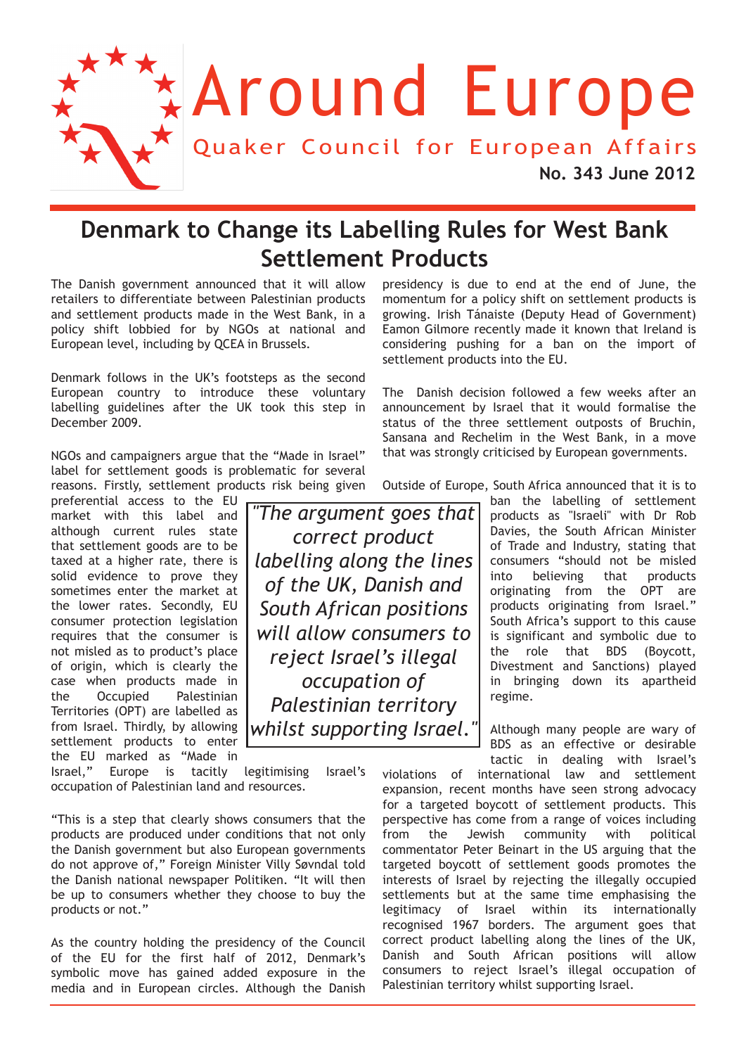# Around Europe

Quaker Council for European Affairs

**No. 343 June 2012**

## Denmark to Change its Labelling Rules for West Bank Settlement Products

The Danish government announced that it will allow retailers to differentiate between Palestinian products and settlement products made in the West Bank, in a policy shift lobbied for by NGOs at national and European level, including by QCEA in Brussels.

Denmark follows in the UK's footsteps as the second European country to introduce these voluntary labelling guidelines after the UK took this step in December 2009.

NGOs and campaigners argue that the "Made in Israel" label for settlement goods is problematic for several reasons. Firstly, settlement products risk being given preferential access to the EU market with this label and although current rules state that settlement goods are to be taxed at a higher rate, there is solid evidence to prove that they sometimes enter the market at the lower rates. Secondly, EU consumer protection legislation requires that the consumer is not misled as to product's place of origin, which is clearly the case when products made in the Occupied Palestinian Territories (OPT) are labelled as from Israel. Thirdly, by allowing settlement products to enter the EU marked as "Made in Israel," Europe is tacitly legitimising Israel's occupation of Palestinian land and resources.

> *"The argument goes that correct product labelling along the lines of the UK, Danish and South African positions will allow consumers to reject Israel's illegal occupation of Palestinian territory whilst supporting Israel."*

"This is a step that clearly shows consumers that the products are produced under conditions that not only the Danish government but also European governments do not approve of," Foreign Minister Villy Søvndal told the Danish national newspaper Politiken. "It will then be up to consumers whether they choose to buy the products or not."

As the country holding the presidency of the Council of the EU for the first half of 2012, Denmark's symbolic move has gained added exposure in the media and in European circles. Although the Danish presidency is due to end at the end of June, the momentum for a policy shift on settlement products is growing. Irish Tánaiste (Deputy Head of Government) Eamon Gilmore recently made it known that Ireland is considering pushing for a ban on the import of settlement products into the EU.

The Danish decision followed a few weeks after an announcement by Israel that it would formalise the status of the three settlement outposts of Bruchin, Sansana and Rechelim in the West Bank, in a move that was strongly criticised by European governments.

Outside of Europe, South Africa announced that it is to ban the labelling of settlement products as "Israeli" with Dr Rob Davies, the South African Minister of Trade and Industry, stating that consumers "should not be misled into believing that products originating from the OPT are products originating from Israel." South Africa's support to this cause is significant and symbolic due to the role that BDS (Boycott, Divestment and Sanctions) played in bringing down its apartheid regime.

Although many people are wary of BDS as an effective or desirable tactic in dealing with Israel's violations of international law and settlement expansion, recent months have seen strong advocacy for a targeted boycott of settlement products. This perspective has come from a range of voices including from the Jewish community with political commentator Peter Beinart in the US arguing that the targeted boycott of settlement goods promotes the interests of Israel by rejecting the illegally occupied settlements but at the same time emphasising the legitimacy of Israel within its internationally recognised 1967 borders. The argument goes that correct product labelling along the lines of the UK, Danish and South African positions will allow consumers to reject Israel's illegal occupation of Palestinian territory whilst supporting Israel.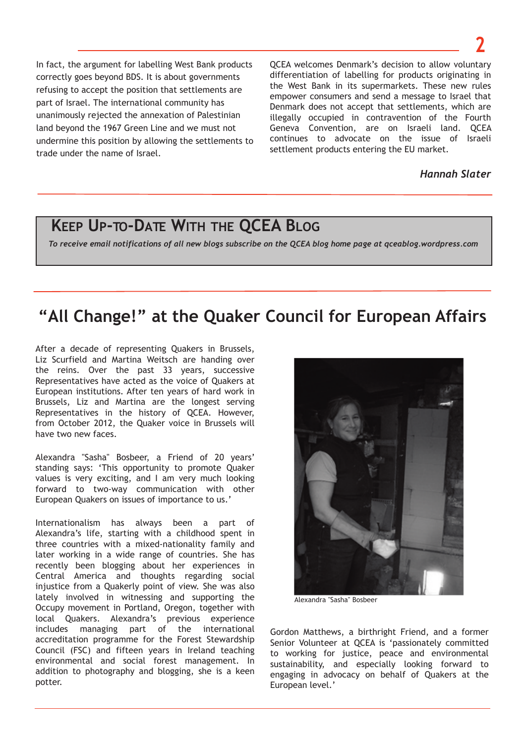In fact, the argument for labelling West Bank products correctly goes beyond BDS. It is about governments refusing to accept the position that settlements are part of Israel. The international community has unanimously rejected the annexation of Palestinian land beyond the 1967 Green Line and we must not undermine this position by allowing the settlements to trade under the name of Israel.

QCEA welcomes Denmark's decision to allow voluntary differentiation of labelling for products originating in the West Bank in its supermarkets. These new rules empower consumers and send a message to Israel that Denmark does not accept that settlements, which are illegally occupied in contravention of the Fourth Geneva Convention, are on Israeli land. QCEA continues to advocate on the issue of Israeli settlement products entering the EU market.

***Hannah Slater***

## Keep Up-to-Date With the QCEA Blog

*To receive email notifications of all new blogs subscribe on the QCEA blog home page at qceablog.wordpress.com*

# "All Change!" at the Quaker Council for European Affairs

After a decade of representing Quakers in Brussels, Liz Scurfield and Martina Weitsch are handing over the reins. Over the past 33 years, successive Representatives have acted as the voice of Quakers at European institutions. After ten years of hard work in Brussels, Liz and Martina are the longest serving Representatives in the history of QCEA. However, from October 2012, the Quaker voice in Brussels will have two new faces.

Alexandra "Sasha" Bosbeer, a Friend of 20 years' standing says: 'This opportunity to promote Quaker values is very exciting, and I am very much looking forward to two-way communication with other European Quakers on issues of importance to us.'

Internationalism has always been a part of Alexandra's life, starting with a childhood spent in three countries with a mixed-nationality family and later working in a wide range of countries. She has recently been blogging about her experiences in Central America and thoughts regarding social injustice from a Quakerly point of view. She was also lately involved in witnessing and supporting the Occupy movement in Portland, Oregon, together with local Quakers. Alexandra's previous experience includes managing part of the international accreditation programme for the Forest Stewardship Council (FSC) and fifteen years in Ireland teaching environmental and social forest management. In addition to photography and blogging, she is a keen potter.

Alexandra "Sasha" Bosbeer

Gordon Matthews, a birthright Friend, and a former Senior Volunteer at QCEA is 'passionately committed to working for justice, peace and environmental sustainability, and especially looking forward to engaging in advocacy on behalf of Quakers at the European level.'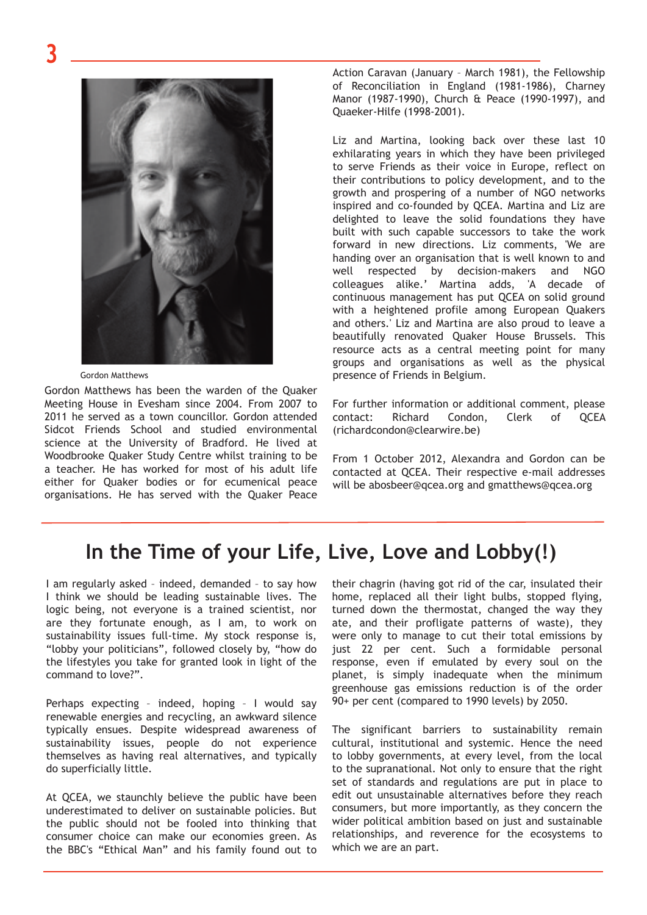Gordon Matthews

Gordon Matthews has been the warden of the Quaker Meeting House in Evesham since 2004. From 2007 to 2011 he served as a town councillor. Gordon attended Sidcot Friends School and studied environmental science at the University of Bradford. He lived at Woodbrooke Quaker Study Centre whilst training to be a teacher. He has worked for most of his adult life either for Quaker bodies or for ecumenical peace organisations. He has served with the Quaker Peace Action Caravan (January – March 1981), the Fellowship of Reconciliation in England (1981-1986), Charney Manor (1987-1990), Church & Peace (1990-1997), and Quaeker-Hilfe (1998-2001).

Liz and Martina, looking back over these last 10 exhilarating years in which they have been privileged to serve Friends as their voice in Europe, reflect on their contributions to policy development, and to the growth and prospering of a number of NGO networks inspired and co-founded by QCEA. Martina and Liz are delighted to leave the solid foundations they have built with such capable successors to take the work forward in new directions. Liz comments, 'We are handing over an organisation that is well known to and well respected by decision-makers and NGO colleagues alike.' Martina adds, 'A decade of continuous management has put QCEA on solid ground with a heightened profile among European Quakers and others.' Liz and Martina are also proud to leave a beautifully renovated Quaker House Brussels. This resource acts as a central meeting point for many groups and organisations as well as the physical presence of Friends in Belgium.

For further information or additional comment, please contact: Richard Condon, Clerk of QCEA (richardcondon@clearwire.be)

From 1 October 2012, Alexandra and Gordon can be contacted at QCEA. Their respective e-mail addresses will be abosbeer@qcea.org and gmatthews@qcea.org

## In the Time of your Life, Live, Love and Lobby(!)

I am regularly asked – indeed, demanded – to say how I think we should be leading sustainable lives. The logic being, not everyone is a trained scientist, nor are they fortunate enough, as I am, to work on sustainability issues full-time. My stock response is, "lobby your politicians", followed closely by, "how do the lifestyles you take for granted look in light of the command to love?".

Perhaps expecting – indeed, hoping – I would say renewable energies and recycling, an awkward silence typically ensues. Despite widespread awareness of sustainability issues, people do not experience themselves as having real alternatives, and typically do superficially little.

At QCEA, we staunchly believe the public have been underestimated to deliver on sustainable policies. But the public should not be fooled into thinking that consumer choice can make our economies green. As the BBC's "Ethical Man" and his family found out to their chagrin (having got rid of the car, insulated their home, replaced all their light bulbs, stopped flying, turned down the thermostat, changed the way they ate, and their profligate patterns of waste), they were only to manage to cut their total emissions by just 22 per cent. Such a formidable personal response, even if emulated by every soul on the planet, is simply inadequate when the minimum greenhouse gas emissions reduction is of the order 90+ per cent (compared to 1990 levels) by 2050.

The significant barriers to sustainability remain cultural, institutional and systemic. Hence the need to lobby governments, at every level, from the local to the supranational. Not only to ensure that the right set of standards and regulations are put in place to edit out unsustainable alternatives before they reach consumers, but more importantly, as they concern the wider political ambition based on just and sustainable relationships, and reverence for the ecosystems to which we are an part.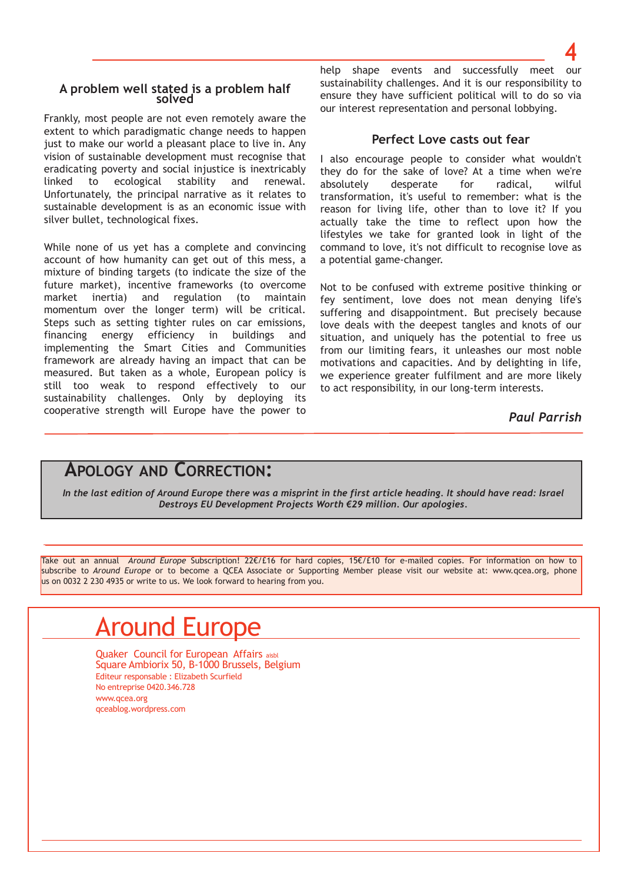### A problem well stated is a problem half solved

Frankly, most people are not even remotely aware the extent to which paradigmatic change needs to happen just to make our world a pleasant place to live in. Any vision of sustainable development must recognise that eradicating poverty and social injustice is inextricably linked to ecological stability and renewal. Unfortunately, the principal narrative as it relates to sustainable development is as an economic issue with silver bullet, technological fixes.

While none of us yet has a complete and convincing account of how humanity can get out of this mess, a mixture of binding targets (to indicate the size of the future market), incentive frameworks (to overcome market inertia) and regulation (to maintain momentum over the longer term) will be critical. Steps such as setting tighter rules on car emissions, financing energy efficiency in buildings and implementing the Smart Cities and Communities framework are already having an impact that can be measured. But taken as a whole, European policy is still too weak to respond effectively to our sustainability challenges. Only by deploying its cooperative strength will Europe have the power to help shape events and successfully meet our sustainability challenges. And it is our responsibility to ensure they have sufficient political will to do so via our interest representation and personal lobbying.

### Perfect Love casts out fear

I also encourage people to consider what wouldn't they do for the sake of love? At a time when we're absolutely desperate for radical, wilful transformation, it's useful to remember: what is the reason for living life, other than to love it? If you actually take the time to reflect upon how the lifestyles we take for granted look in light of the command to love, it's not difficult to recognise love as a potential game-changer.

Not to be confused with extreme positive thinking or fey sentiment, love does not mean denying life's suffering and disappointment. But precisely because love deals with the deepest tangles and knots of our situation, and uniquely has the potential to free us from our limiting fears, it unleashes our most noble motivations and capacities. And by delighting in life, we experience greater fulfilment and are more likely to act responsibility, in our long-term interests.

***Paul Parrish***

## Apology and Correction:

***In the last edition of Around Europe there was a misprint in the first article heading. It should have read: Israel Destroys EU Development Projects Worth €29 million. Our apologies.***

Take out an annual *Around Europe* Subscription! 22€/£16 for hard copies, 15€/£10 for e-mailed copies. For information on how to subscribe to *Around Europe* or to become a QCEA Associate or Supporting Member please visit our website at: www.qcea.org, phone us on 0032 2 230 4935 or write to us. We look forward to hearing from you.

# Around Europe

Quaker Council for European Affairs aisbl
Square Ambiorix 50, B-1000 Brussels, Belgium
Editeur responsable : Elizabeth Scurfield
No entreprise 0420.346.728
www.qcea.org
qceablog.wordpress.com